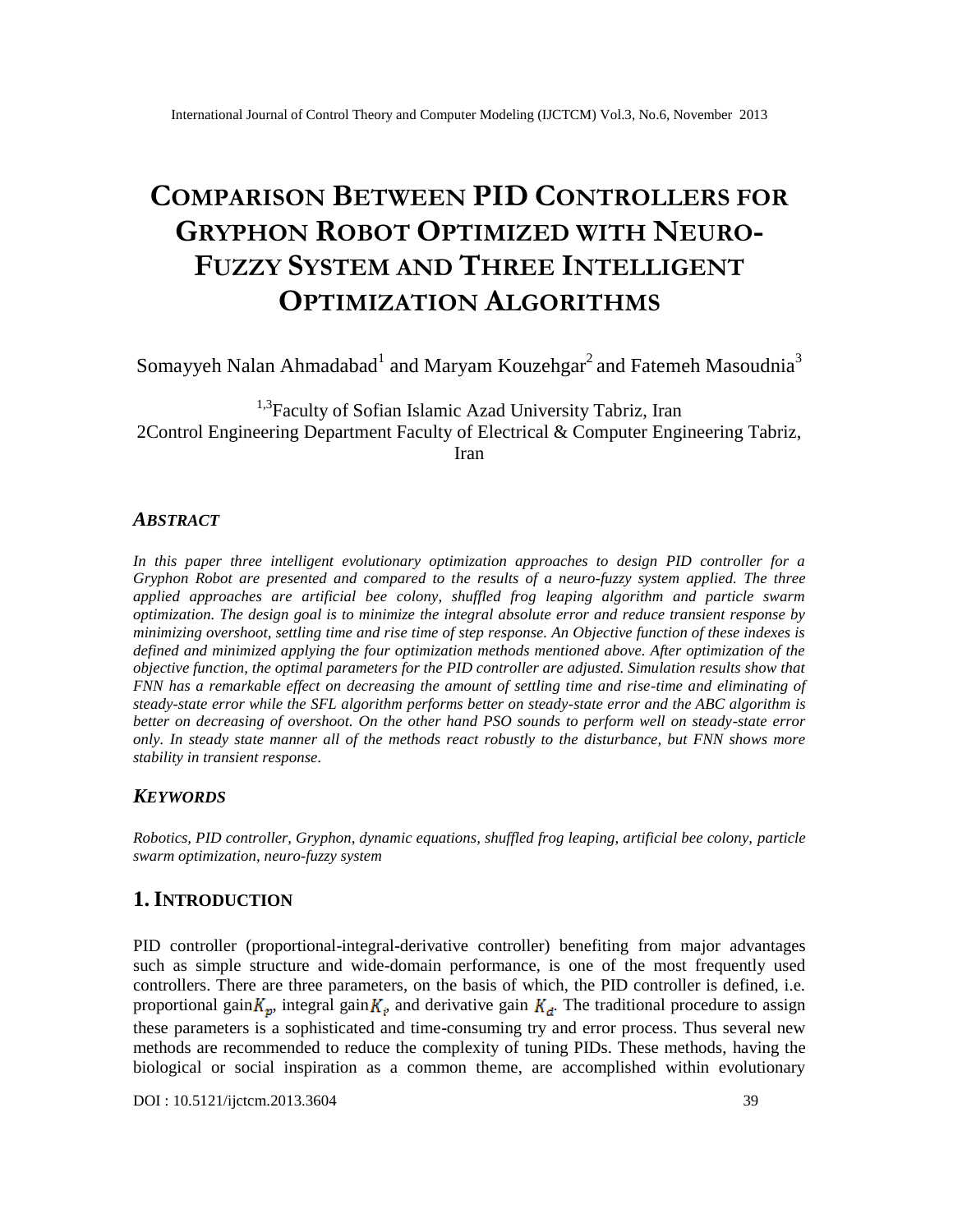# COMPARISON BETWEEN PID CONTROLLERS FOR GRYPHON ROBOT OPTIMIZED WITH NEURO-FUZZY SYSTEM AND THREE INTELLIGENT OPTIMIZATION ALGORITHMS

Somayyeh Nalan Ahmadabad[1] and Maryam Kouzehgar[2] and Fatemeh Masoudnia[3]

[1,3]Faculty of Sofian Islamic Azad University Tabriz, Iran
2Control Engineering Department Faculty of Electrical & Computer Engineering Tabriz, Iran

## *ABSTRACT*

*In this paper three intelligent evolutionary optimization approaches to design PID controller for a Gryphon Robot are presented and compared to the results of a neuro-fuzzy system applied. The three applied approaches are artificial bee colony, shuffled frog leaping algorithm and particle swarm optimization. The design goal is to minimize the integral absolute error and reduce transient response by minimizing overshoot, settling time and rise time of step response. An Objective function of these indexes is defined and minimized applying the four optimization methods mentioned above. After optimization of the objective function, the optimal parameters for the PID controller are adjusted. Simulation results show that FNN has a remarkable effect on decreasing the amount of settling time and rise-time and eliminating of steady-state error while the SFL algorithm performs better on steady-state error and the ABC algorithm is better on decreasing of overshoot. On the other hand PSO sounds to perform well on steady-state error only. In steady state manner all of the methods react robustly to the disturbance, but FNN shows more stability in transient response.*

## *KEYWORDS*

*Robotics, PID controller, Gryphon, dynamic equations, shuffled frog leaping, artificial bee colony, particle swarm optimization, neuro-fuzzy system*

## 1. INTRODUCTION

PID controller (proportional-integral-derivative controller) benefiting from major advantages such as simple structure and wide-domain performance, is one of the most frequently used controllers. There are three parameters, on the basis of which, the PID controller is defined, i.e. proportional gain $K_p$, integral gain $K_i$ and derivative gain $K_d$. The traditional procedure to assign these parameters is a sophisticated and time-consuming try and error process. Thus several new methods are recommended to reduce the complexity of tuning PIDs. These methods, having the biological or social inspiration as a common theme, are accomplished within evolutionary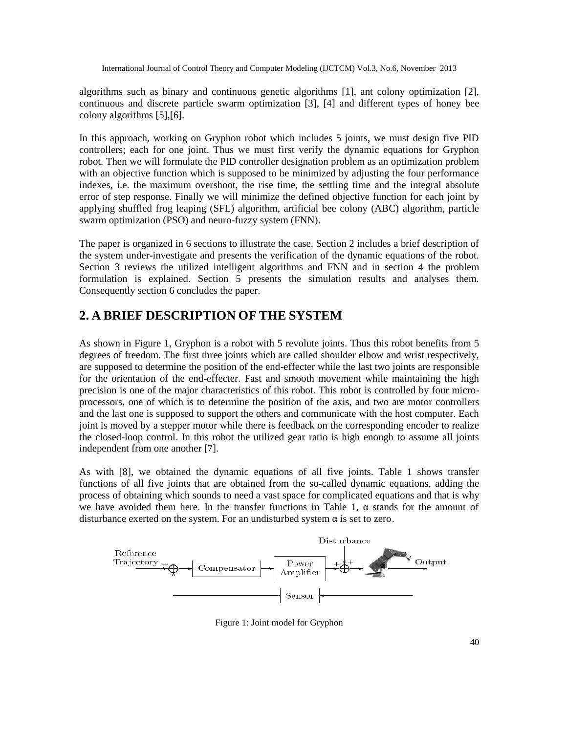algorithms such as binary and continuous genetic algorithms [1], ant colony optimization [2], continuous and discrete particle swarm optimization [3], [4] and different types of honey bee colony algorithms [5],[6].

In this approach, working on Gryphon robot which includes 5 joints, we must design five PID controllers; each for one joint. Thus we must first verify the dynamic equations for Gryphon robot. Then we will formulate the PID controller designation problem as an optimization problem with an objective function which is supposed to be minimized by adjusting the four performance indexes, i.e. the maximum overshoot, the rise time, the settling time and the integral absolute error of step response. Finally we will minimize the defined objective function for each joint by applying shuffled frog leaping (SFL) algorithm, artificial bee colony (ABC) algorithm, particle swarm optimization (PSO) and neuro-fuzzy system (FNN).

The paper is organized in 6 sections to illustrate the case. Section 2 includes a brief description of the system under-investigate and presents the verification of the dynamic equations of the robot. Section 3 reviews the utilized intelligent algorithms and FNN and in section 4 the problem formulation is explained. Section 5 presents the simulation results and analyses them. Consequently section 6 concludes the paper.

## 2. A BRIEF DESCRIPTION OF THE SYSTEM

As shown in Figure 1, Gryphon is a robot with 5 revolute joints. Thus this robot benefits from 5 degrees of freedom. The first three joints which are called shoulder elbow and wrist respectively, are supposed to determine the position of the end-effecter while the last two joints are responsible for the orientation of the end-effecter. Fast and smooth movement while maintaining the high precision is one of the major characteristics of this robot. This robot is controlled by four micro-processors, one of which is to determine the position of the axis, and two are motor controllers and the last one is supposed to support the others and communicate with the host computer. Each joint is moved by a stepper motor while there is feedback on the corresponding encoder to realize the closed-loop control. In this robot the utilized gear ratio is high enough to assume all joints independent from one another [7].

As with [8], we obtained the dynamic equations of all five joints. Table 1 shows transfer functions of all five joints that are obtained from the so-called dynamic equations, adding the process of obtaining which sounds to need a vast space for complicated equations and that is why we have avoided them here. In the transfer functions in Table 1, $\alpha$ stands for the amount of disturbance exerted on the system. For an undisturbed system $\alpha$ is set to zero.

Figure 1: Joint model for Gryphon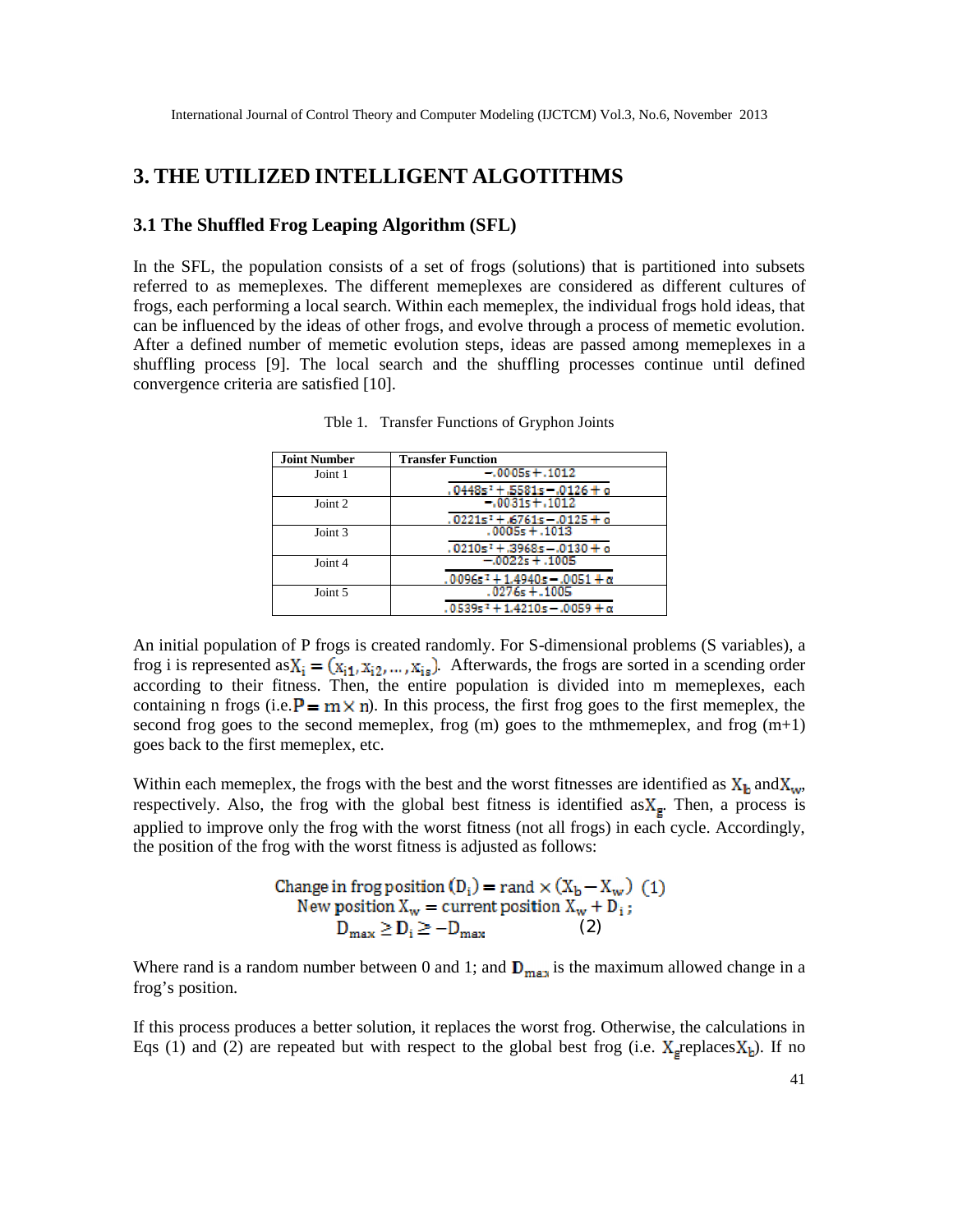# 3. THE UTILIZED INTELLIGENT ALGOTITHMS

## 3.1 The Shuffled Frog Leaping Algorithm (SFL)

In the SFL, the population consists of a set of frogs (solutions) that is partitioned into subsets referred to as memeplexes. The different memeplexes are considered as different cultures of frogs, each performing a local search. Within each memeplex, the individual frogs hold ideas, that can be influenced by the ideas of other frogs, and evolve through a process of memetic evolution. After a defined number of memetic evolution steps, ideas are passed among memeplexes in a shuffling process [9]. The local search and the shuffling processes continue until defined convergence criteria are satisfied [10].

Tble 1. Transfer Functions of Gryphon Joints

| Joint Number | Transfer Function |
|---|---|
| Joint 1 | $\dfrac{-.0005s+.1012}{.0448s^2+.5581s-.0126+\alpha}$ |
| Joint 2 | $\dfrac{-.0031s+.1012}{.0221s^2+.6761s-.0125+\alpha}$ |
| Joint 3 | $\dfrac{.0005s+.1013}{.0210s^2+.3968s-.0130+\alpha}$ |
| Joint 4 | $\dfrac{-.0022s+.1005}{.0096s^2+1.4940s-.0051+\alpha}$ |
| Joint 5 | $\dfrac{.0276s+.1005}{.0539s^2+1.4210s-.0059+\alpha}$ |

An initial population of P frogs is created randomly. For S-dimensional problems (S variables), a frog i is represented as $X_i = (x_{i1}, x_{i2}, \ldots, x_{is})$. Afterwards, the frogs are sorted in a scending order according to their fitness. Then, the entire population is divided into m memeplexes, each containing n frogs (i.e. $P = m \times n$). In this process, the first frog goes to the first memeplex, the second frog goes to the second memeplex, frog (m) goes to the mthmemeplex, and frog (m+1) goes back to the first memeplex, etc.

Within each memeplex, the frogs with the best and the worst fitnesses are identified as $X_b$ and $X_w$, respectively. Also, the frog with the global best fitness is identified as $X_g$. Then, a process is applied to improve only the frog with the worst fitness (not all frogs) in each cycle. Accordingly, the position of the frog with the worst fitness is adjusted as follows:

$$\text{Change in frog position } (D_i) = \text{rand} \times (X_b - X_w) \quad (1)$$

$$\text{New position } X_w = \text{current position } X_w + D_i\,; \quad D_{max} \geq D_i \geq -D_{max} \quad (2)$$

Where rand is a random number between 0 and 1; and $D_{max}$ is the maximum allowed change in a frog's position.

If this process produces a better solution, it replaces the worst frog. Otherwise, the calculations in Eqs (1) and (2) are repeated but with respect to the global best frog (i.e. $X_g$ replaces $X_b$). If no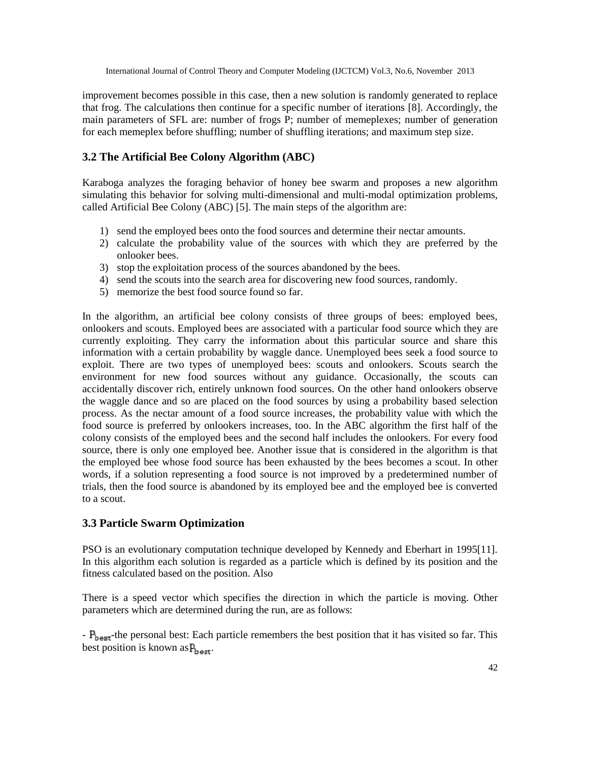improvement becomes possible in this case, then a new solution is randomly generated to replace that frog. The calculations then continue for a specific number of iterations [8]. Accordingly, the main parameters of SFL are: number of frogs P; number of memeplexes; number of generation for each memeplex before shuffling; number of shuffling iterations; and maximum step size.

### 3.2 The Artificial Bee Colony Algorithm (ABC)

Karaboga analyzes the foraging behavior of honey bee swarm and proposes a new algorithm simulating this behavior for solving multi-dimensional and multi-modal optimization problems, called Artificial Bee Colony (ABC) [5]. The main steps of the algorithm are:

1) send the employed bees onto the food sources and determine their nectar amounts.
2) calculate the probability value of the sources with which they are preferred by the onlooker bees.
3) stop the exploitation process of the sources abandoned by the bees.
4) send the scouts into the search area for discovering new food sources, randomly.
5) memorize the best food source found so far.

In the algorithm, an artificial bee colony consists of three groups of bees: employed bees, onlookers and scouts. Employed bees are associated with a particular food source which they are currently exploiting. They carry the information about this particular source and share this information with a certain probability by waggle dance. Unemployed bees seek a food source to exploit. There are two types of unemployed bees: scouts and onlookers. Scouts search the environment for new food sources without any guidance. Occasionally, the scouts can accidentally discover rich, entirely unknown food sources. On the other hand onlookers observe the waggle dance and so are placed on the food sources by using a probability based selection process. As the nectar amount of a food source increases, the probability value with which the food source is preferred by onlookers increases, too. In the ABC algorithm the first half of the colony consists of the employed bees and the second half includes the onlookers. For every food source, there is only one employed bee. Another issue that is considered in the algorithm is that the employed bee whose food source has been exhausted by the bees becomes a scout. In other words, if a solution representing a food source is not improved by a predetermined number of trials, then the food source is abandoned by its employed bee and the employed bee is converted to a scout.

### 3.3 Particle Swarm Optimization

PSO is an evolutionary computation technique developed by Kennedy and Eberhart in 1995[11]. In this algorithm each solution is regarded as a particle which is defined by its position and the fitness calculated based on the position. Also

There is a speed vector which specifies the direction in which the particle is moving. Other parameters which are determined during the run, are as follows:

- $P_{best}$-the personal best: Each particle remembers the best position that it has visited so far. This best position is known as $P_{best}$.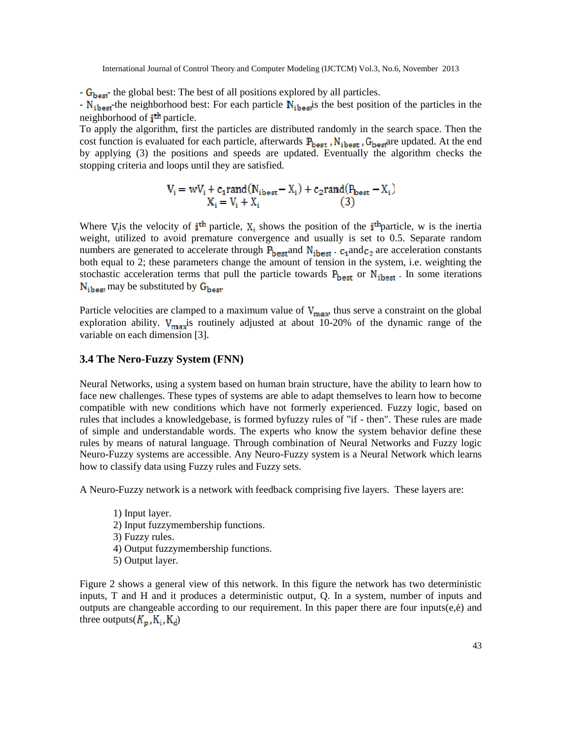- $G_{best}$- the global best: The best of all positions explored by all particles.
- $N_{ibest}$-the neighborhood best: For each particle $N_{ibest}$is the best position of the particles in the neighborhood of $i^{th}$ particle.

To apply the algorithm, first the particles are distributed randomly in the search space. Then the cost function is evaluated for each particle, afterwards $P_{best}$ , $N_{ibest}$ , $G_{best}$are updated. At the end by applying (3) the positions and speeds are updated. Eventually the algorithm checks the stopping criteria and loops until they are satisfied.

$$V_i = wV_i + c_1 rand(N_{ibest} - X_i) + c_2 rand(P_{best} - X_i)$$
$$X_i = V_i + X_i \qquad (3)$$

Where $V_i$is the velocity of $i^{th}$ particle, $X_i$ shows the position of the $i^{th}$particle, w is the inertia weight, utilized to avoid premature convergence and usually is set to 0.5. Separate random numbers are generated to accelerate through $P_{best}$and $N_{ibest}$ . $c_1$and$c_2$ are acceleration constants both equal to 2; these parameters change the amount of tension in the system, i.e. weighting the stochastic acceleration terms that pull the particle towards $P_{best}$ or $N_{ibest}$ . In some iterations $N_{ibest}$ may be substituted by $G_{best}$.

Particle velocities are clamped to a maximum value of $V_{max}$, thus serve a constraint on the global exploration ability. $V_{max}$is routinely adjusted at about 10-20% of the dynamic range of the variable on each dimension [3].

### 3.4 The Nero-Fuzzy System (FNN)

Neural Networks, using a system based on human brain structure, have the ability to learn how to face new challenges. These types of systems are able to adapt themselves to learn how to become compatible with new conditions which have not formerly experienced. Fuzzy logic, based on rules that includes a knowledgebase, is formed byfuzzy rules of "if - then". These rules are made of simple and understandable words. The experts who know the system behavior define these rules by means of natural language. Through combination of Neural Networks and Fuzzy logic Neuro-Fuzzy systems are accessible. Any Neuro-Fuzzy system is a Neural Network which learns how to classify data using Fuzzy rules and Fuzzy sets.

A Neuro-Fuzzy network is a network with feedback comprising five layers. These layers are:

1) Input layer.
2) Input fuzzymembership functions.
3) Fuzzy rules.
4) Output fuzzymembership functions.
5) Output layer.

Figure 2 shows a general view of this network. In this figure the network has two deterministic inputs, T and H and it produces a deterministic output, Q. In a system, number of inputs and outputs are changeable according to our requirement. In this paper there are four inputs(e,ė) and three outputs($K_p$,$K_i$,$K_d$)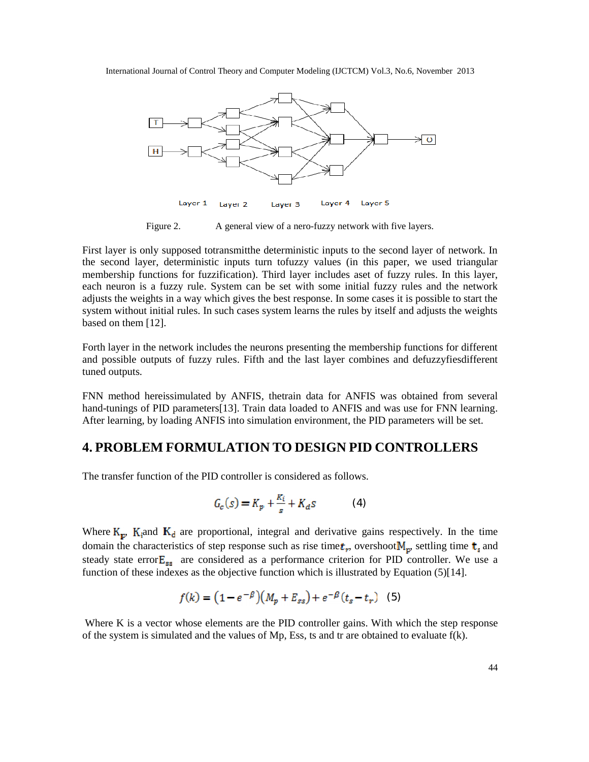Figure 2. A general view of a nero-fuzzy network with five layers.

First layer is only supposed totransmitthe deterministic inputs to the second layer of network. In the second layer, deterministic inputs turn tofuzzy values (in this paper, we used triangular membership functions for fuzzification). Third layer includes aset of fuzzy rules. In this layer, each neuron is a fuzzy rule. System can be set with some initial fuzzy rules and the network adjusts the weights in a way which gives the best response. In some cases it is possible to start the system without initial rules. In such cases system learns the rules by itself and adjusts the weights based on them [12].

Forth layer in the network includes the neurons presenting the membership functions for different and possible outputs of fuzzy rules. Fifth and the last layer combines and defuzzyfiesdifferent tuned outputs.

FNN method hereissimulated by ANFIS, thetrain data for ANFIS was obtained from several hand-tunings of PID parameters[13]. Train data loaded to ANFIS and was use for FNN learning. After learning, by loading ANFIS into simulation environment, the PID parameters will be set.

## 4. PROBLEM FORMULATION TO DESIGN PID CONTROLLERS

The transfer function of the PID controller is considered as follows.

$$G_c(s) = K_p + \frac{K_i}{s} + K_d s \qquad (4)$$

Where $K_p$, $K_i$and $K_d$ are proportional, integral and derivative gains respectively. In the time domain the characteristics of step response such as rise time$t_r$, overshoot$M_p$, settling time $t_s$ and steady state error$E_{ss}$ are considered as a performance criterion for PID controller. We use a function of these indexes as the objective function which is illustrated by Equation (5)[14].

$$f(k) = \left(1 - e^{-\beta}\right)\left(M_p + E_{ss}\right) + e^{-\beta}\left(t_s - t_r\right) \quad (5)$$

Where K is a vector whose elements are the PID controller gains. With which the step response of the system is simulated and the values of Mp, Ess, ts and tr are obtained to evaluate f(k).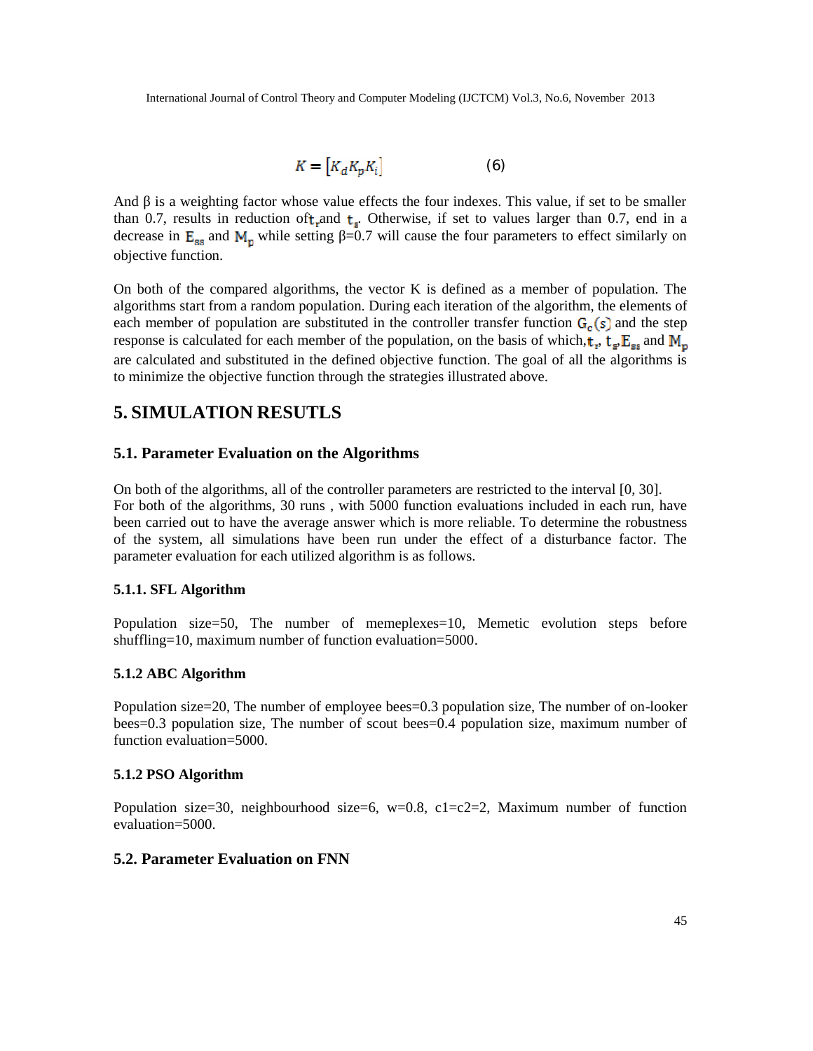$$K = [K_d K_p K_i] \qquad (6)$$

And β is a weighting factor whose value effects the four indexes. This value, if set to be smaller than 0.7, results in reduction of $t_r$ and $t_s$. Otherwise, if set to values larger than 0.7, end in a decrease in $E_{ss}$ and $M_p$ while setting β=0.7 will cause the four parameters to effect similarly on objective function.

On both of the compared algorithms, the vector K is defined as a member of population. The algorithms start from a random population. During each iteration of the algorithm, the elements of each member of population are substituted in the controller transfer function $G_c(s)$ and the step response is calculated for each member of the population, on the basis of which, $t_r$, $t_s$, $E_{ss}$ and $M_p$ are calculated and substituted in the defined objective function. The goal of all the algorithms is to minimize the objective function through the strategies illustrated above.

# 5. SIMULATION RESUTLS

## 5.1. Parameter Evaluation on the Algorithms

On both of the algorithms, all of the controller parameters are restricted to the interval [0, 30].
For both of the algorithms, 30 runs , with 5000 function evaluations included in each run, have been carried out to have the average answer which is more reliable. To determine the robustness of the system, all simulations have been run under the effect of a disturbance factor. The parameter evaluation for each utilized algorithm is as follows.

### 5.1.1. SFL Algorithm

Population size=50, The number of memeplexes=10, Memetic evolution steps before shuffling=10, maximum number of function evaluation=5000.

### 5.1.2 ABC Algorithm

Population size=20, The number of employee bees=0.3 population size, The number of on-looker bees=0.3 population size, The number of scout bees=0.4 population size, maximum number of function evaluation=5000.

### 5.1.2 PSO Algorithm

Population size=30, neighbourhood size=6, w=0.8, c1=c2=2, Maximum number of function evaluation=5000.

## 5.2. Parameter Evaluation on FNN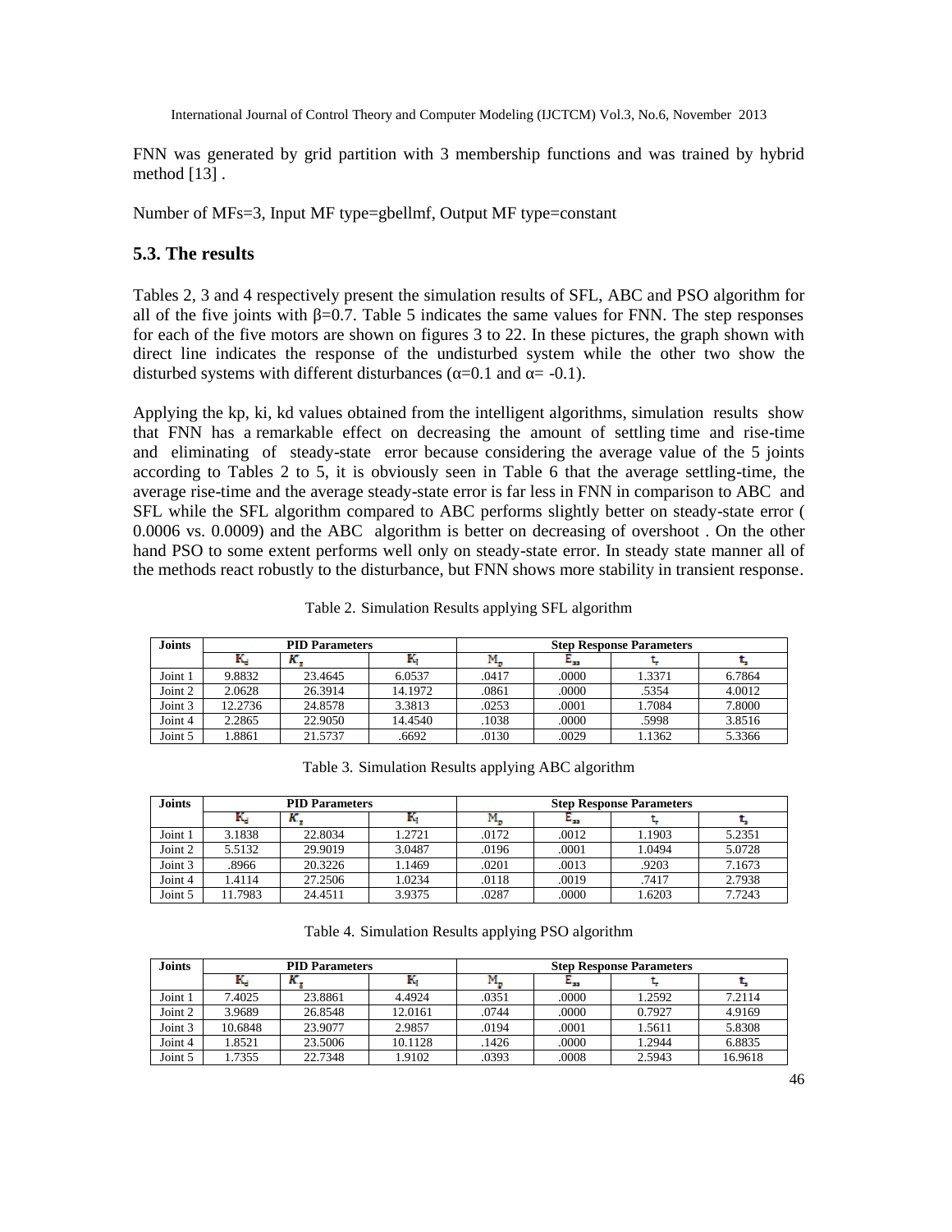FNN was generated by grid partition with 3 membership functions and was trained by hybrid method [13] .

Number of MFs=3, Input MF type=gbellmf, Output MF type=constant

### 5.3. The results

Tables 2, 3 and 4 respectively present the simulation results of SFL, ABC and PSO algorithm for all of the five joints with β=0.7. Table 5 indicates the same values for FNN. The step responses for each of the five motors are shown on figures 3 to 22. In these pictures, the graph shown with direct line indicates the response of the undisturbed system while the other two show the disturbed systems with different disturbances (α=0.1 and α= -0.1).

Applying the kp, ki, kd values obtained from the intelligent algorithms, simulation results show that FNN has a remarkable effect on decreasing the amount of settling time and rise-time and eliminating of steady-state error because considering the average value of the 5 joints according to Tables 2 to 5, it is obviously seen in Table 6 that the average settling-time, the average rise-time and the average steady-state error is far less in FNN in comparison to ABC and SFL while the SFL algorithm compared to ABC performs slightly better on steady-state error ( 0.0006 vs. 0.0009) and the ABC algorithm is better on decreasing of overshoot . On the other hand PSO to some extent performs well only on steady-state error. In steady state manner all of the methods react robustly to the disturbance, but FNN shows more stability in transient response.

Table 2. Simulation Results applying SFL algorithm

| Joints | PID Parameters | | | Step Response Parameters | | | |
|---|---|---|---|---|---|---|---|
| | $K_d$ | $K_p$ | $K_i$ | $M_p$ | $E_{ss}$ | $t_r$ | $t_s$ |
| Joint 1 | 9.8832 | 23.4645 | 6.0537 | .0417 | .0000 | 1.3371 | 6.7864 |
| Joint 2 | 2.0628 | 26.3914 | 14.1972 | .0861 | .0000 | .5354 | 4.0012 |
| Joint 3 | 12.2736 | 24.8578 | 3.3813 | .0253 | .0001 | 1.7084 | 7.8000 |
| Joint 4 | 2.2865 | 22.9050 | 14.4540 | .1038 | .0000 | .5998 | 3.8516 |
| Joint 5 | 1.8861 | 21.5737 | .6692 | .0130 | .0029 | 1.1362 | 5.3366 |

Table 3. Simulation Results applying ABC algorithm

| Joints | PID Parameters | | | Step Response Parameters | | | |
|---|---|---|---|---|---|---|---|
| | $K_d$ | $K_p$ | $K_i$ | $M_p$ | $E_{ss}$ | $t_r$ | $t_s$ |
| Joint 1 | 3.1838 | 22.8034 | 1.2721 | .0172 | .0012 | 1.1903 | 5.2351 |
| Joint 2 | 5.5132 | 29.9019 | 3.0487 | .0196 | .0001 | 1.0494 | 5.0728 |
| Joint 3 | .8966 | 20.3226 | 1.1469 | .0201 | .0013 | .9203 | 7.1673 |
| Joint 4 | 1.4114 | 27.2506 | 1.0234 | .0118 | .0019 | .7417 | 2.7938 |
| Joint 5 | 11.7983 | 24.4511 | 3.9375 | .0287 | .0000 | 1.6203 | 7.7243 |

Table 4. Simulation Results applying PSO algorithm

| Joints | PID Parameters | | | Step Response Parameters | | | |
|---|---|---|---|---|---|---|---|
| | $K_d$ | $K_p$ | $K_i$ | $M_p$ | $E_{ss}$ | $t_r$ | $t_s$ |
| Joint 1 | 7.4025 | 23.8861 | 4.4924 | .0351 | .0000 | 1.2592 | 7.2114 |
| Joint 2 | 3.9689 | 26.8548 | 12.0161 | .0744 | .0000 | 0.7927 | 4.9169 |
| Joint 3 | 10.6848 | 23.9077 | 2.9857 | .0194 | .0001 | 1.5611 | 5.8308 |
| Joint 4 | 1.8521 | 23.5006 | 10.1128 | .1426 | .0000 | 1.2944 | 6.8835 |
| Joint 5 | 1.7355 | 22.7348 | 1.9102 | .0393 | .0008 | 2.5943 | 16.9618 |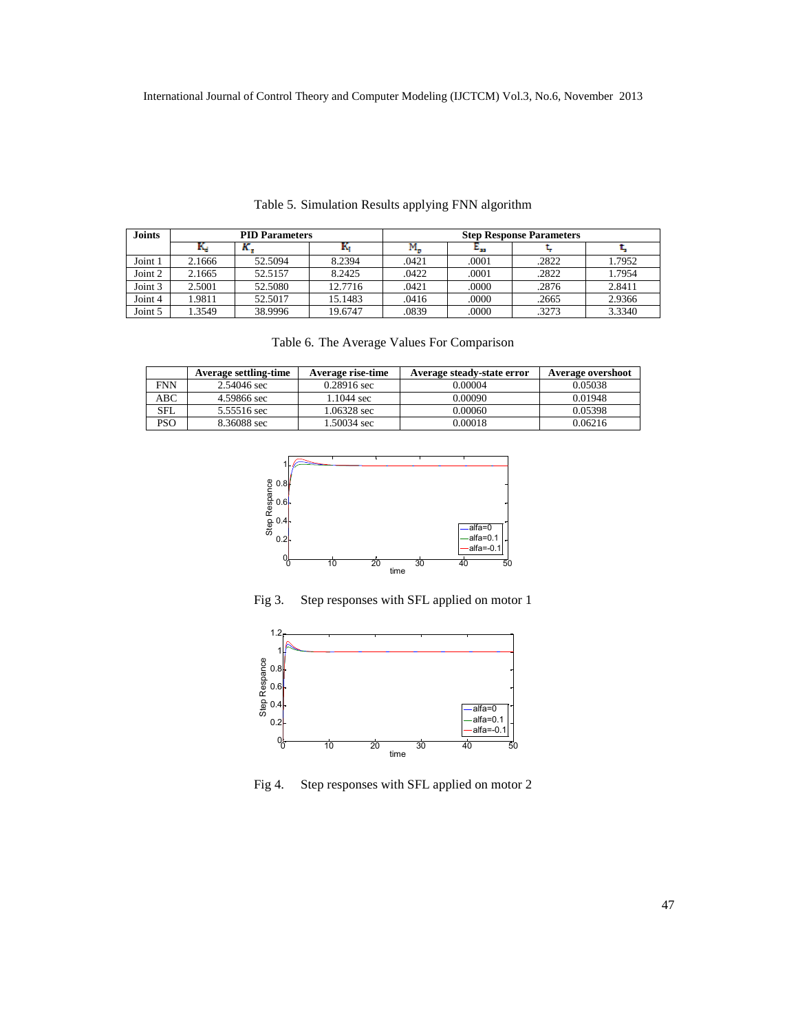Table 5. Simulation Results applying FNN algorithm

| Joints | PID Parameters | | | Step Response Parameters | | | |
|---|---|---|---|---|---|---|---|
| | $K_d$ | $K_p$ | $K_i$ | $M_p$ | $E_{ss}$ | $t_r$ | $t_s$ |
| Joint 1 | 2.1666 | 52.5094 | 8.2394 | .0421 | .0001 | .2822 | 1.7952 |
| Joint 2 | 2.1665 | 52.5157 | 8.2425 | .0422 | .0001 | .2822 | 1.7954 |
| Joint 3 | 2.5001 | 52.5080 | 12.7716 | .0421 | .0000 | .2876 | 2.8411 |
| Joint 4 | 1.9811 | 52.5017 | 15.1483 | .0416 | .0000 | .2665 | 2.9366 |
| Joint 5 | 1.3549 | 38.9996 | 19.6747 | .0839 | .0000 | .3273 | 3.3340 |

Table 6. The Average Values For Comparison

| | Average settling-time | Average rise-time | Average steady-state error | Average overshoot |
|---|---|---|---|---|
| FNN | 2.54046 sec | 0.28916 sec | 0.00004 | 0.05038 |
| ABC | 4.59866 sec | 1.1044 sec | 0.00090 | 0.01948 |
| SFL | 5.55516 sec | 1.06328 sec | 0.00060 | 0.05398 |
| PSO | 8.36088 sec | 1.50034 sec | 0.00018 | 0.06216 |

Fig 3. Step responses with SFL applied on motor 1

Fig 4. Step responses with SFL applied on motor 2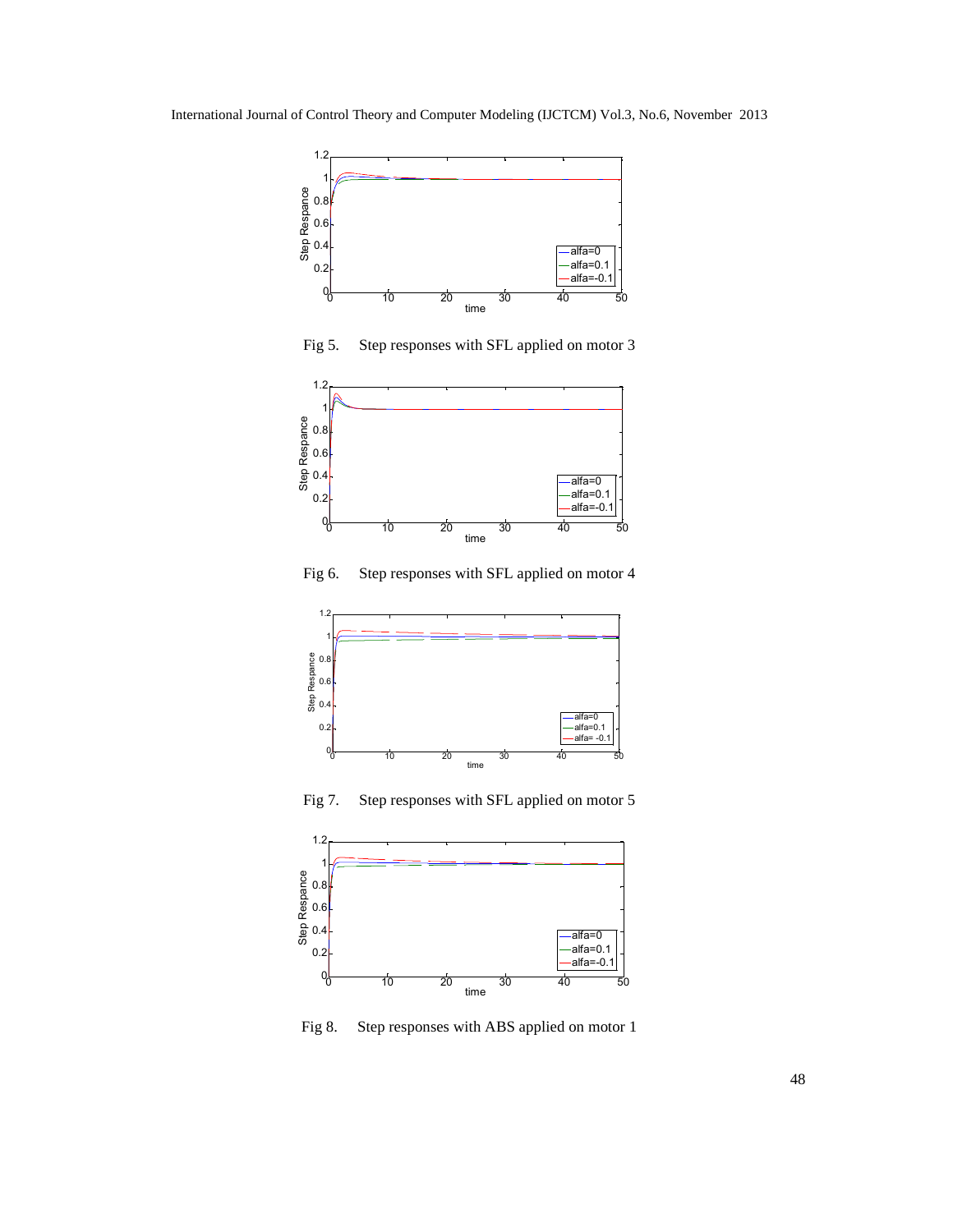Fig 5. Step responses with SFL applied on motor 3

Fig 6. Step responses with SFL applied on motor 4

Fig 7. Step responses with SFL applied on motor 5

Fig 8. Step responses with ABS applied on motor 1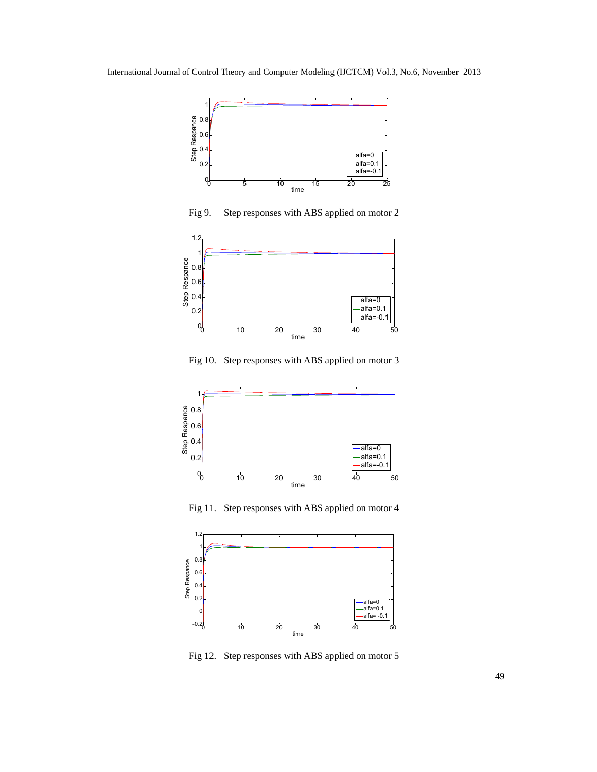Fig 9. Step responses with ABS applied on motor 2

Fig 10. Step responses with ABS applied on motor 3

Fig 11. Step responses with ABS applied on motor 4

Fig 12. Step responses with ABS applied on motor 5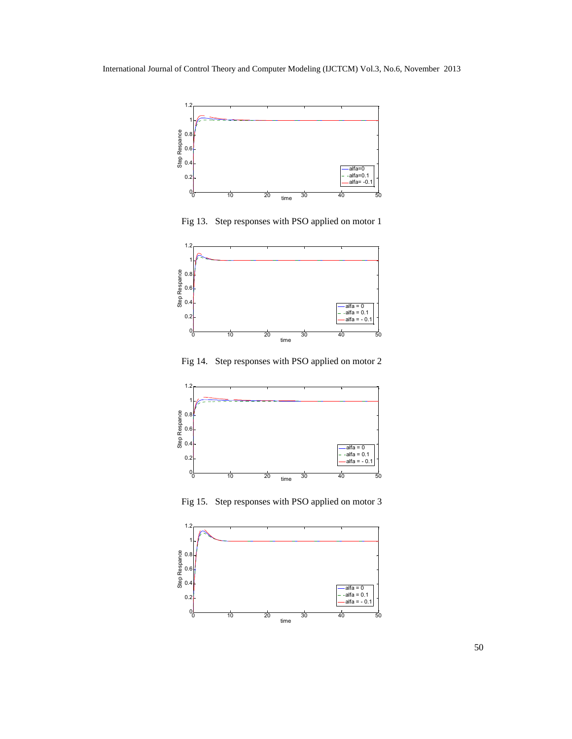Fig 13. Step responses with PSO applied on motor 1

Fig 14. Step responses with PSO applied on motor 2

Fig 15. Step responses with PSO applied on motor 3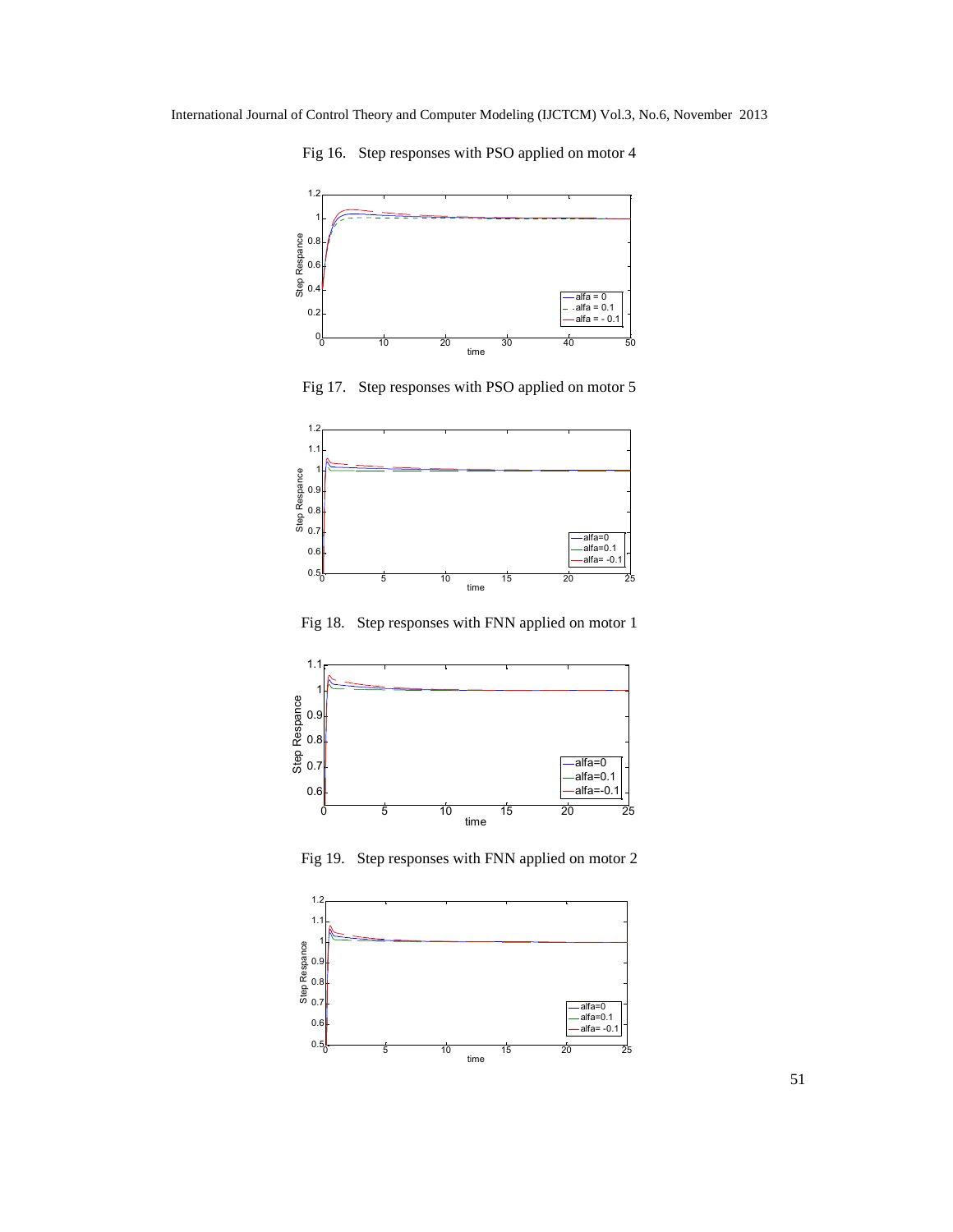Fig 16. Step responses with PSO applied on motor 4

Fig 17. Step responses with PSO applied on motor 5

Fig 18. Step responses with FNN applied on motor 1

Fig 19. Step responses with FNN applied on motor 2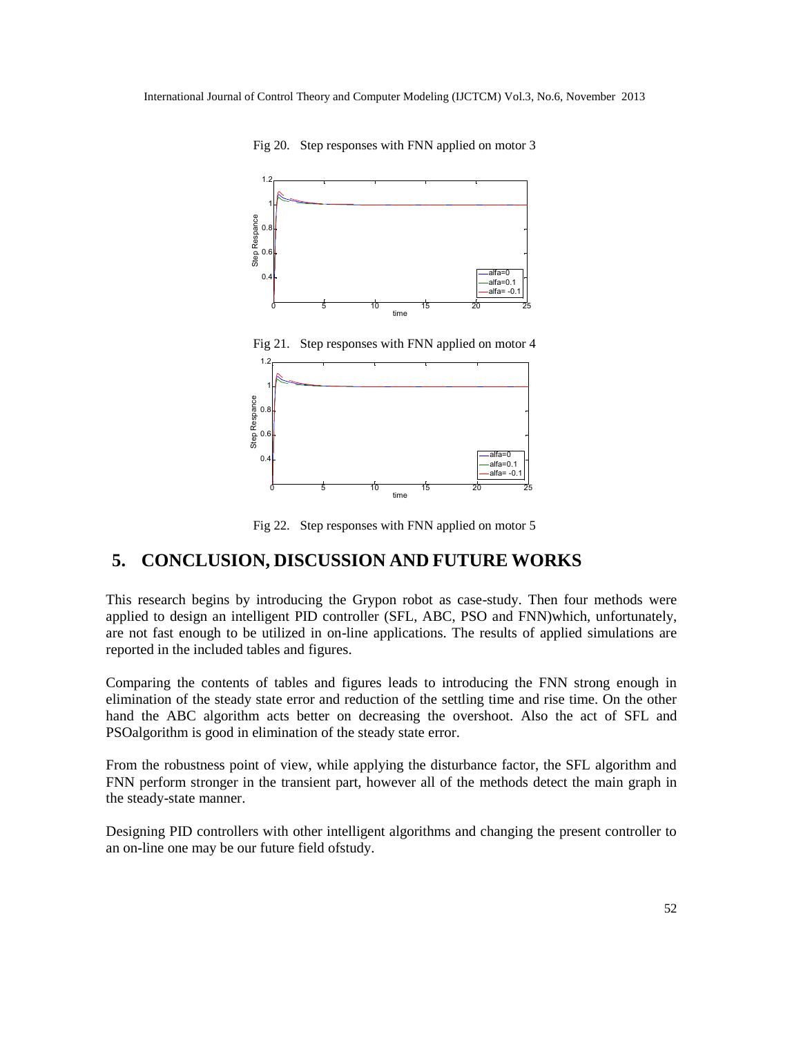Fig 20. Step responses with FNN applied on motor 3

Fig 21. Step responses with FNN applied on motor 4

Fig 22. Step responses with FNN applied on motor 5

## 5. CONCLUSION, DISCUSSION AND FUTURE WORKS

This research begins by introducing the Grypon robot as case-study. Then four methods were applied to design an intelligent PID controller (SFL, ABC, PSO and FNN)which, unfortunately, are not fast enough to be utilized in on-line applications. The results of applied simulations are reported in the included tables and figures.

Comparing the contents of tables and figures leads to introducing the FNN strong enough in elimination of the steady state error and reduction of the settling time and rise time. On the other hand the ABC algorithm acts better on decreasing the overshoot. Also the act of SFL and PSOalgorithm is good in elimination of the steady state error.

From the robustness point of view, while applying the disturbance factor, the SFL algorithm and FNN perform stronger in the transient part, however all of the methods detect the main graph in the steady-state manner.

Designing PID controllers with other intelligent algorithms and changing the present controller to an on-line one may be our future field ofstudy.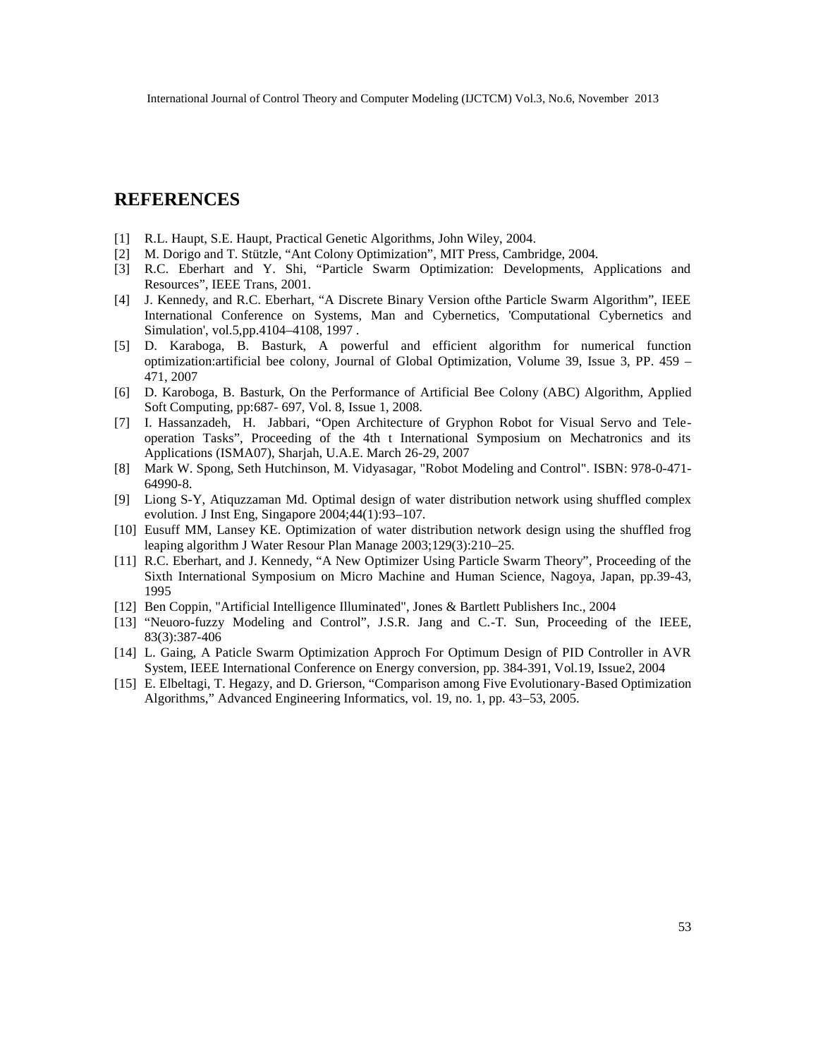## REFERENCES

[1] R.L. Haupt, S.E. Haupt, Practical Genetic Algorithms, John Wiley, 2004.

[2] M. Dorigo and T. Stützle, "Ant Colony Optimization", MIT Press, Cambridge, 2004.

[3] R.C. Eberhart and Y. Shi, "Particle Swarm Optimization: Developments, Applications and Resources", IEEE Trans, 2001.

[4] J. Kennedy, and R.C. Eberhart, "A Discrete Binary Version ofthe Particle Swarm Algorithm", IEEE International Conference on Systems, Man and Cybernetics, 'Computational Cybernetics and Simulation', vol.5,pp.4104–4108, 1997 .

[5] D. Karaboga, B. Basturk, A powerful and efficient algorithm for numerical function optimization:artificial bee colony, Journal of Global Optimization, Volume 39, Issue 3, PP. 459 – 471, 2007

[6] D. Karoboga, B. Basturk, On the Performance of Artificial Bee Colony (ABC) Algorithm, Applied Soft Computing, pp:687- 697, Vol. 8, Issue 1, 2008.

[7] I. Hassanzadeh, H. Jabbari, "Open Architecture of Gryphon Robot for Visual Servo and Tele-operation Tasks", Proceeding of the 4th t International Symposium on Mechatronics and its Applications (ISMA07), Sharjah, U.A.E. March 26-29, 2007

[8] Mark W. Spong, Seth Hutchinson, M. Vidyasagar, "Robot Modeling and Control". ISBN: 978-0-471-64990-8.

[9] Liong S-Y, Atiquzzaman Md. Optimal design of water distribution network using shuffled complex evolution. J Inst Eng, Singapore 2004;44(1):93–107.

[10] Eusuff MM, Lansey KE. Optimization of water distribution network design using the shuffled frog leaping algorithm J Water Resour Plan Manage 2003;129(3):210–25.

[11] R.C. Eberhart, and J. Kennedy, "A New Optimizer Using Particle Swarm Theory", Proceeding of the Sixth International Symposium on Micro Machine and Human Science, Nagoya, Japan, pp.39-43, 1995

[12] Ben Coppin, "Artificial Intelligence Illuminated", Jones & Bartlett Publishers Inc., 2004

[13] "Neuoro-fuzzy Modeling and Control", J.S.R. Jang and C.-T. Sun, Proceeding of the IEEE, 83(3):387-406

[14] L. Gaing, A Paticle Swarm Optimization Approch For Optimum Design of PID Controller in AVR System, IEEE International Conference on Energy conversion, pp. 384-391, Vol.19, Issue2, 2004

[15] E. Elbeltagi, T. Hegazy, and D. Grierson, "Comparison among Five Evolutionary-Based Optimization Algorithms," Advanced Engineering Informatics, vol. 19, no. 1, pp. 43–53, 2005.